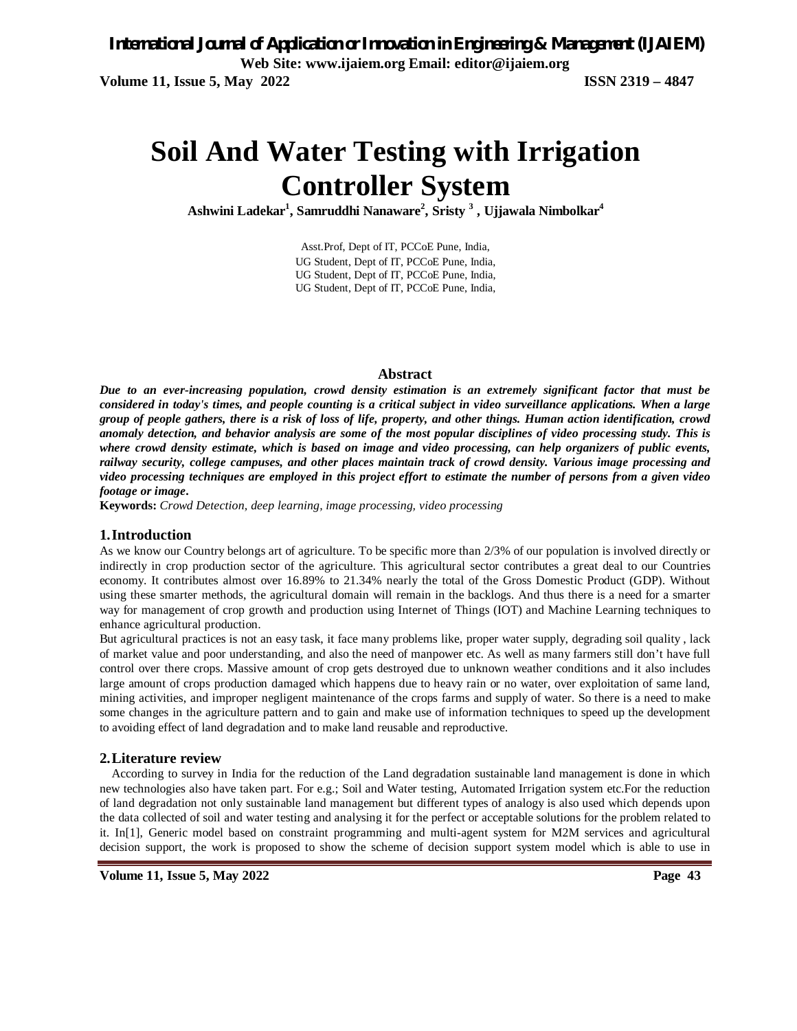# Soil And Water Testing with Irrigation Controller System

**Ashwini Ladekar[1], Samruddhi Nanaware[2], Sristy [3] , Ujjawala Nimbolkar[4]**

Asst.Prof, Dept of IT, PCCoE Pune, India,
UG Student, Dept of IT, PCCoE Pune, India,
UG Student, Dept of IT, PCCoE Pune, India,
UG Student, Dept of IT, PCCoE Pune, India,

## Abstract

***Due to an ever-increasing population, crowd density estimation is an extremely significant factor that must be considered in today's times, and people counting is a critical subject in video surveillance applications. When a large group of people gathers, there is a risk of loss of life, property, and other things. Human action identification, crowd anomaly detection, and behavior analysis are some of the most popular disciplines of video processing study. This is where crowd density estimate, which is based on image and video processing, can help organizers of public events, railway security, college campuses, and other places maintain track of crowd density. Various image processing and video processing techniques are employed in this project effort to estimate the number of persons from a given video footage or image.***

**Keywords:** *Crowd Detection, deep learning, image processing, video processing*

## 1. Introduction

As we know our Country belongs art of agriculture. To be specific more than 2/3% of our population is involved directly or indirectly in crop production sector of the agriculture. This agricultural sector contributes a great deal to our Countries economy. It contributes almost over 16.89% to 21.34% nearly the total of the Gross Domestic Product (GDP). Without using these smarter methods, the agricultural domain will remain in the backlogs. And thus there is a need for a smarter way for management of crop growth and production using Internet of Things (IOT) and Machine Learning techniques to enhance agricultural production.

But agricultural practices is not an easy task, it face many problems like, proper water supply, degrading soil quality , lack of market value and poor understanding, and also the need of manpower etc. As well as many farmers still don't have full control over there crops. Massive amount of crop gets destroyed due to unknown weather conditions and it also includes large amount of crops production damaged which happens due to heavy rain or no water, over exploitation of same land, mining activities, and improper negligent maintenance of the crops farms and supply of water. So there is a need to make some changes in the agriculture pattern and to gain and make use of information techniques to speed up the development to avoiding effect of land degradation and to make land reusable and reproductive.

## 2. Literature review

According to survey in India for the reduction of the Land degradation sustainable land management is done in which new technologies also have taken part. For e.g.; Soil and Water testing, Automated Irrigation system etc.For the reduction of land degradation not only sustainable land management but different types of analogy is also used which depends upon the data collected of soil and water testing and analysing it for the perfect or acceptable solutions for the problem related to it. In[1], Generic model based on constraint programming and multi-agent system for M2M services and agricultural decision support, the work is proposed to show the scheme of decision support system model which is able to use in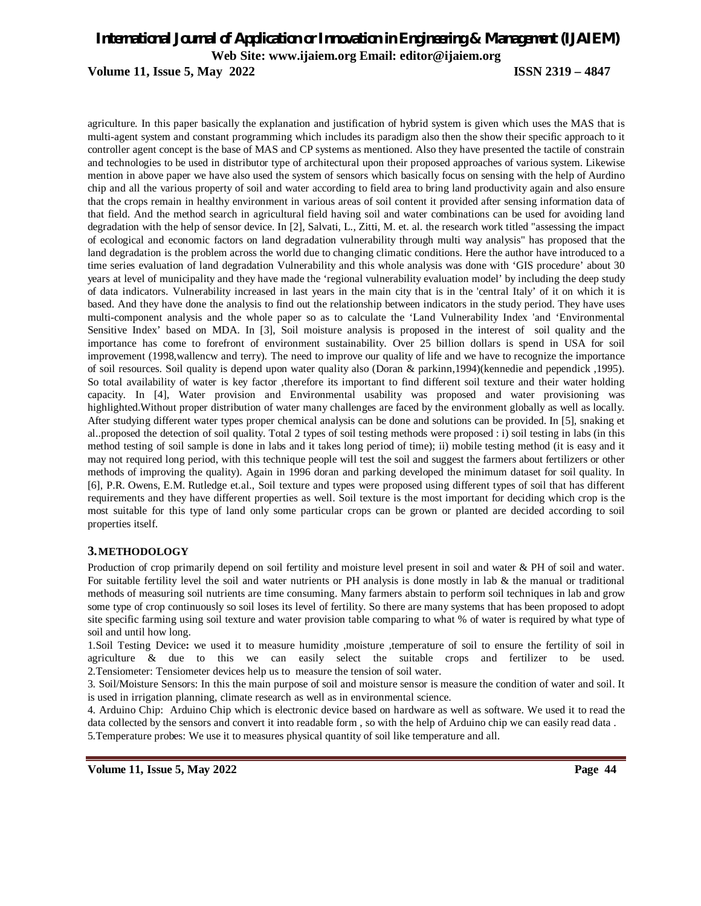agriculture. In this paper basically the explanation and justification of hybrid system is given which uses the MAS that is multi-agent system and constant programming which includes its paradigm also then the show their specific approach to it controller agent concept is the base of MAS and CP systems as mentioned. Also they have presented the tactile of constrain and technologies to be used in distributor type of architectural upon their proposed approaches of various system. Likewise mention in above paper we have also used the system of sensors which basically focus on sensing with the help of Aurdino chip and all the various property of soil and water according to field area to bring land productivity again and also ensure that the crops remain in healthy environment in various areas of soil content it provided after sensing information data of that field. And the method search in agricultural field having soil and water combinations can be used for avoiding land degradation with the help of sensor device. In [2], Salvati, L., Zitti, M. et. al. the research work titled "assessing the impact of ecological and economic factors on land degradation vulnerability through multi way analysis" has proposed that the land degradation is the problem across the world due to changing climatic conditions. Here the author have introduced to a time series evaluation of land degradation Vulnerability and this whole analysis was done with 'GIS procedure' about 30 years at level of municipality and they have made the 'regional vulnerability evaluation model' by including the deep study of data indicators. Vulnerability increased in last years in the main city that is in the 'central Italy' of it on which it is based. And they have done the analysis to find out the relationship between indicators in the study period. They have uses multi-component analysis and the whole paper so as to calculate the 'Land Vulnerability Index 'and 'Environmental Sensitive Index' based on MDA. In [3], Soil moisture analysis is proposed in the interest of soil quality and the importance has come to forefront of environment sustainability. Over 25 billion dollars is spend in USA for soil improvement (1998,wallencw and terry). The need to improve our quality of life and we have to recognize the importance of soil resources. Soil quality is depend upon water quality also (Doran & parkinn,1994)(kennedie and pependick ,1995). So total availability of water is key factor ,therefore its important to find different soil texture and their water holding capacity. In [4], Water provision and Environmental usability was proposed and water provisioning was highlighted.Without proper distribution of water many challenges are faced by the environment globally as well as locally. After studying different water types proper chemical analysis can be done and solutions can be provided. In [5], snaking et al..proposed the detection of soil quality. Total 2 types of soil testing methods were proposed : i) soil testing in labs (in this method testing of soil sample is done in labs and it takes long period of time); ii) mobile testing method (it is easy and it may not required long period, with this technique people will test the soil and suggest the farmers about fertilizers or other methods of improving the quality). Again in 1996 doran and parking developed the minimum dataset for soil quality. In [6], P.R. Owens, E.M. Rutledge et.al., Soil texture and types were proposed using different types of soil that has different requirements and they have different properties as well. Soil texture is the most important for deciding which crop is the most suitable for this type of land only some particular crops can be grown or planted are decided according to soil properties itself.

## 3. METHODOLOGY

Production of crop primarily depend on soil fertility and moisture level present in soil and water & PH of soil and water. For suitable fertility level the soil and water nutrients or PH analysis is done mostly in lab & the manual or traditional methods of measuring soil nutrients are time consuming. Many farmers abstain to perform soil techniques in lab and grow some type of crop continuously so soil loses its level of fertility. So there are many systems that has been proposed to adopt site specific farming using soil texture and water provision table comparing to what % of water is required by what type of soil and until how long.

1.Soil Testing Device**:** we used it to measure humidity ,moisture ,temperature of soil to ensure the fertility of soil in agriculture & due to this we can easily select the suitable crops and fertilizer to be used.
2.Tensiometer: Tensiometer devices help us to measure the tension of soil water.

3. Soil/Moisture Sensors: In this the main purpose of soil and moisture sensor is measure the condition of water and soil. It is used in irrigation planning, climate research as well as in environmental science.

4. Arduino Chip: Arduino Chip which is electronic device based on hardware as well as software. We used it to read the data collected by the sensors and convert it into readable form , so with the help of Arduino chip we can easily read data .

5.Temperature probes: We use it to measures physical quantity of soil like temperature and all.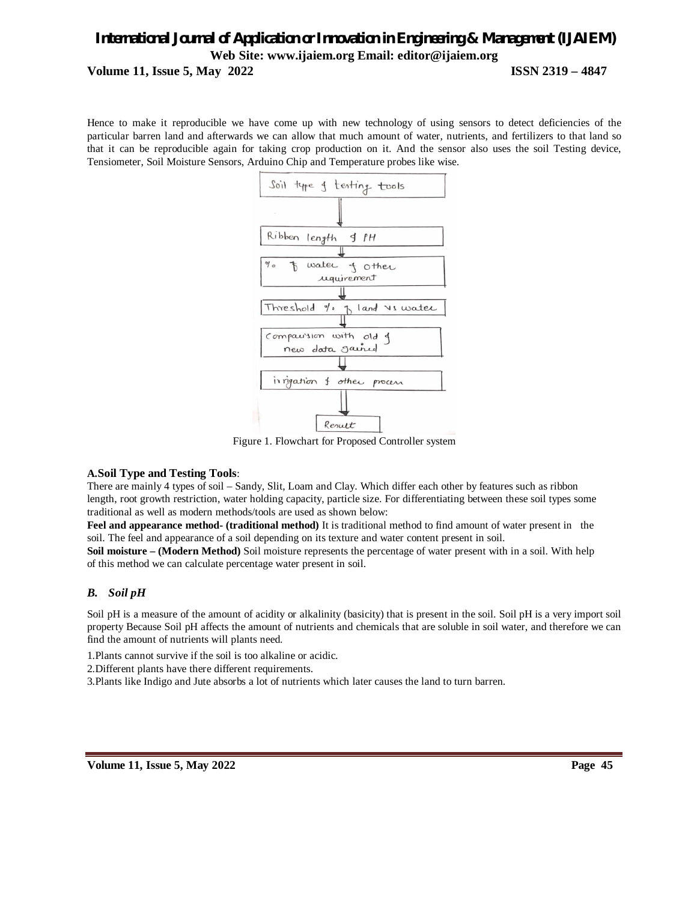Hence to make it reproducible we have come up with new technology of using sensors to detect deficiencies of the particular barren land and afterwards we can allow that much amount of water, nutrients, and fertilizers to that land so that it can be reproducible again for taking crop production on it. And the sensor also uses the soil Testing device, Tensiometer, Soil Moisture Sensors, Arduino Chip and Temperature probes like wise.

Figure 1. Flowchart for Proposed Controller system

**A.Soil Type and Testing Tools**:

There are mainly 4 types of soil – Sandy, Slit, Loam and Clay. Which differ each other by features such as ribbon length, root growth restriction, water holding capacity, particle size. For differentiating between these soil types some traditional as well as modern methods/tools are used as shown below:

**Feel and appearance method- (traditional method)** It is traditional method to find amount of water present in the soil. The feel and appearance of a soil depending on its texture and water content present in soil.

**Soil moisture – (Modern Method)** Soil moisture represents the percentage of water present with in a soil. With help of this method we can calculate percentage water present in soil.

### *B. Soil pH*

Soil pH is a measure of the amount of acidity or alkalinity (basicity) that is present in the soil. Soil pH is a very import soil property Because Soil pH affects the amount of nutrients and chemicals that are soluble in soil water, and therefore we can find the amount of nutrients will plants need.

1.Plants cannot survive if the soil is too alkaline or acidic.

2.Different plants have there different requirements.

3.Plants like Indigo and Jute absorbs a lot of nutrients which later causes the land to turn barren.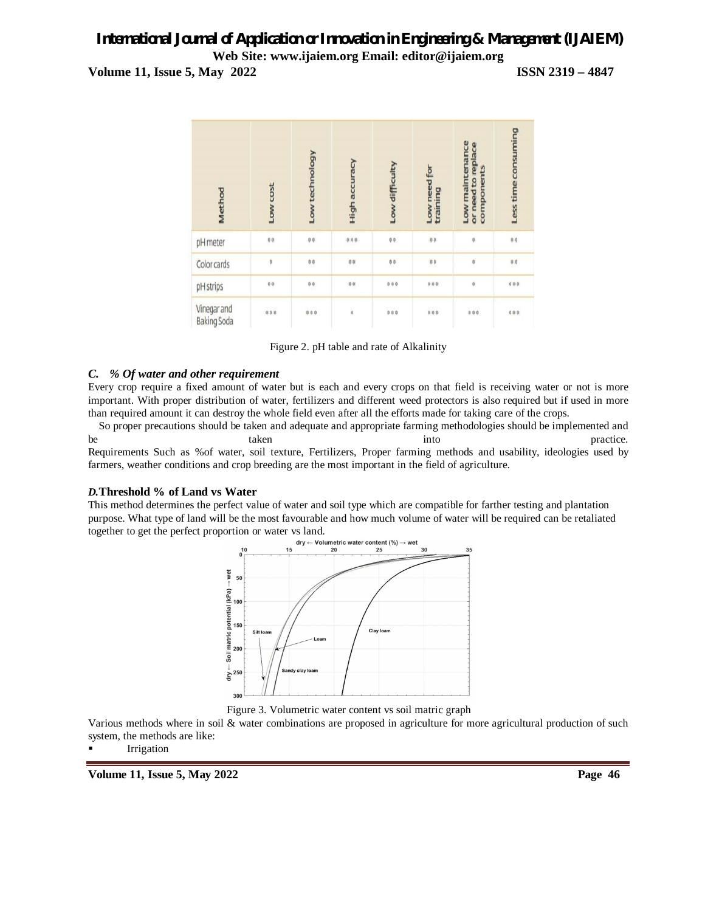| Method | Low cost | Low technology | High accuracy | Low difficulty | Low need for training | Low maintenance or need to replace components | Less time consuming |
|---|---|---|---|---|---|---|---|
| pH meter | ** | ** | *** | ** | ** | * | ** |
| Color cards | * | ** | ** | ** | ** | * | ** |
| pH strips | ** | ** | ** | *** | *** | * | *** |
| Vinegar and Baking Soda | *** | *** | * | *** | *** | *** | *** |

Figure 2. pH table and rate of Alkalinity

### *C. % Of water and other requirement*

Every crop require a fixed amount of water but is each and every crops on that field is receiving water or not is more important. With proper distribution of water, fertilizers and different weed protectors is also required but if used in more than required amount it can destroy the whole field even after all the efforts made for taking care of the crops.

So proper precautions should be taken and adequate and appropriate farming methodologies should be implemented and be taken into practice.

Requirements Such as %of water, soil texture, Fertilizers, Proper farming methods and usability, ideologies used by farmers, weather conditions and crop breeding are the most important in the field of agriculture.

### *D.* **Threshold % of Land vs Water**

This method determines the perfect value of water and soil type which are compatible for farther testing and plantation purpose. What type of land will be the most favourable and how much volume of water will be required can be retaliated together to get the perfect proportion or water vs land.

Figure 3. Volumetric water content vs soil matric graph

Various methods where in soil & water combinations are proposed in agriculture for more agricultural production of such system, the methods are like:

- Irrigation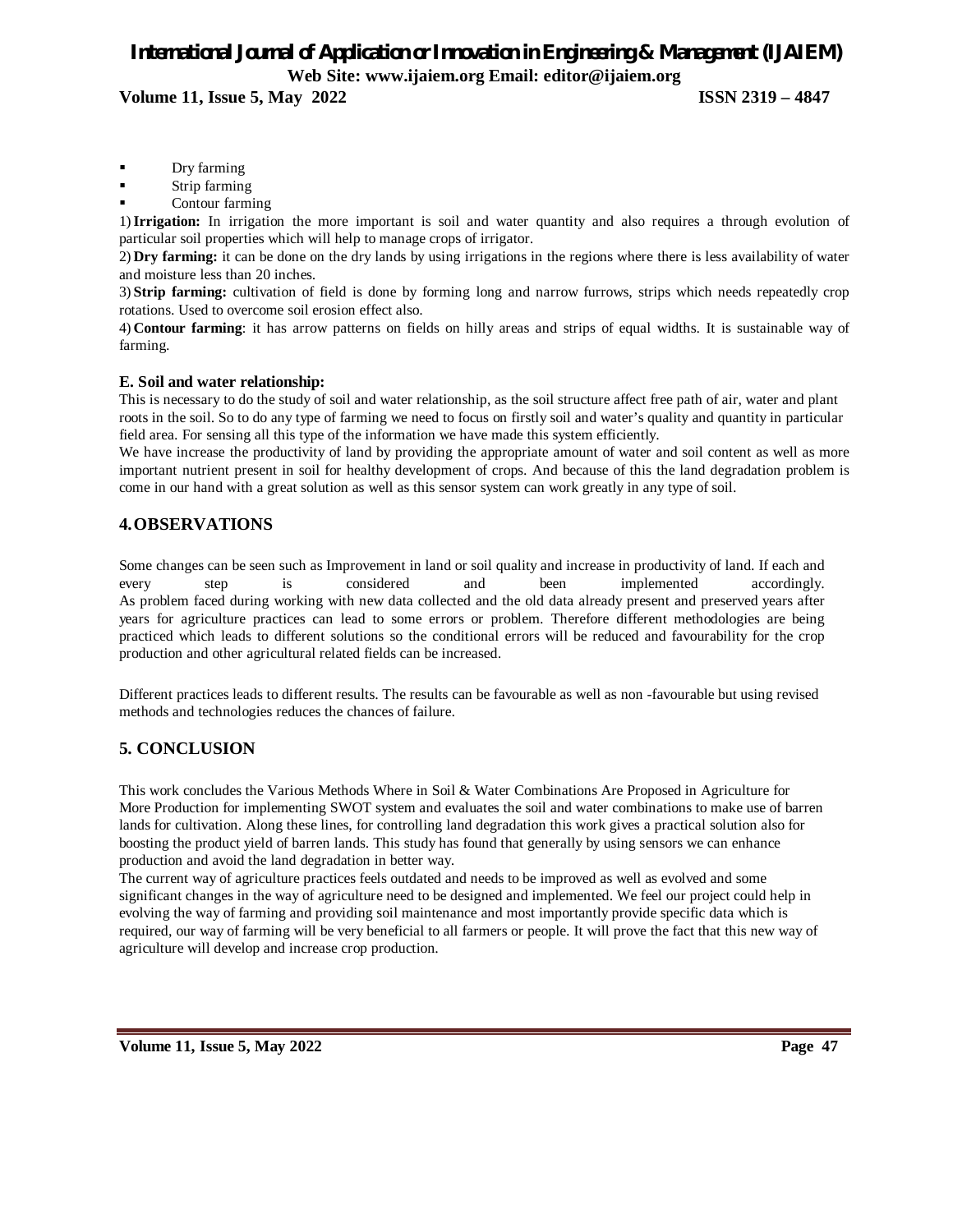- Dry farming
- Strip farming
- Contour farming

1) **Irrigation:** In irrigation the more important is soil and water quantity and also requires a through evolution of particular soil properties which will help to manage crops of irrigator.

2) **Dry farming:** it can be done on the dry lands by using irrigations in the regions where there is less availability of water and moisture less than 20 inches.

3) **Strip farming:** cultivation of field is done by forming long and narrow furrows, strips which needs repeatedly crop rotations. Used to overcome soil erosion effect also.

4) **Contour farming**: it has arrow patterns on fields on hilly areas and strips of equal widths. It is sustainable way of farming.

### E. Soil and water relationship:

This is necessary to do the study of soil and water relationship, as the soil structure affect free path of air, water and plant roots in the soil. So to do any type of farming we need to focus on firstly soil and water's quality and quantity in particular field area. For sensing all this type of the information we have made this system efficiently.

We have increase the productivity of land by providing the appropriate amount of water and soil content as well as more important nutrient present in soil for healthy development of crops. And because of this the land degradation problem is come in our hand with a great solution as well as this sensor system can work greatly in any type of soil.

## 4. OBSERVATIONS

Some changes can be seen such as Improvement in land or soil quality and increase in productivity of land. If each and every step is considered and been implemented accordingly.
As problem faced during working with new data collected and the old data already present and preserved years after years for agriculture practices can lead to some errors or problem. Therefore different methodologies are being practiced which leads to different solutions so the conditional errors will be reduced and favourability for the crop production and other agricultural related fields can be increased.

Different practices leads to different results. The results can be favourable as well as non -favourable but using revised methods and technologies reduces the chances of failure.

## 5. CONCLUSION

This work concludes the Various Methods Where in Soil & Water Combinations Are Proposed in Agriculture for More Production for implementing SWOT system and evaluates the soil and water combinations to make use of barren lands for cultivation. Along these lines, for controlling land degradation this work gives a practical solution also for boosting the product yield of barren lands. This study has found that generally by using sensors we can enhance production and avoid the land degradation in better way.

The current way of agriculture practices feels outdated and needs to be improved as well as evolved and some significant changes in the way of agriculture need to be designed and implemented. We feel our project could help in evolving the way of farming and providing soil maintenance and most importantly provide specific data which is required, our way of farming will be very beneficial to all farmers or people. It will prove the fact that this new way of agriculture will develop and increase crop production.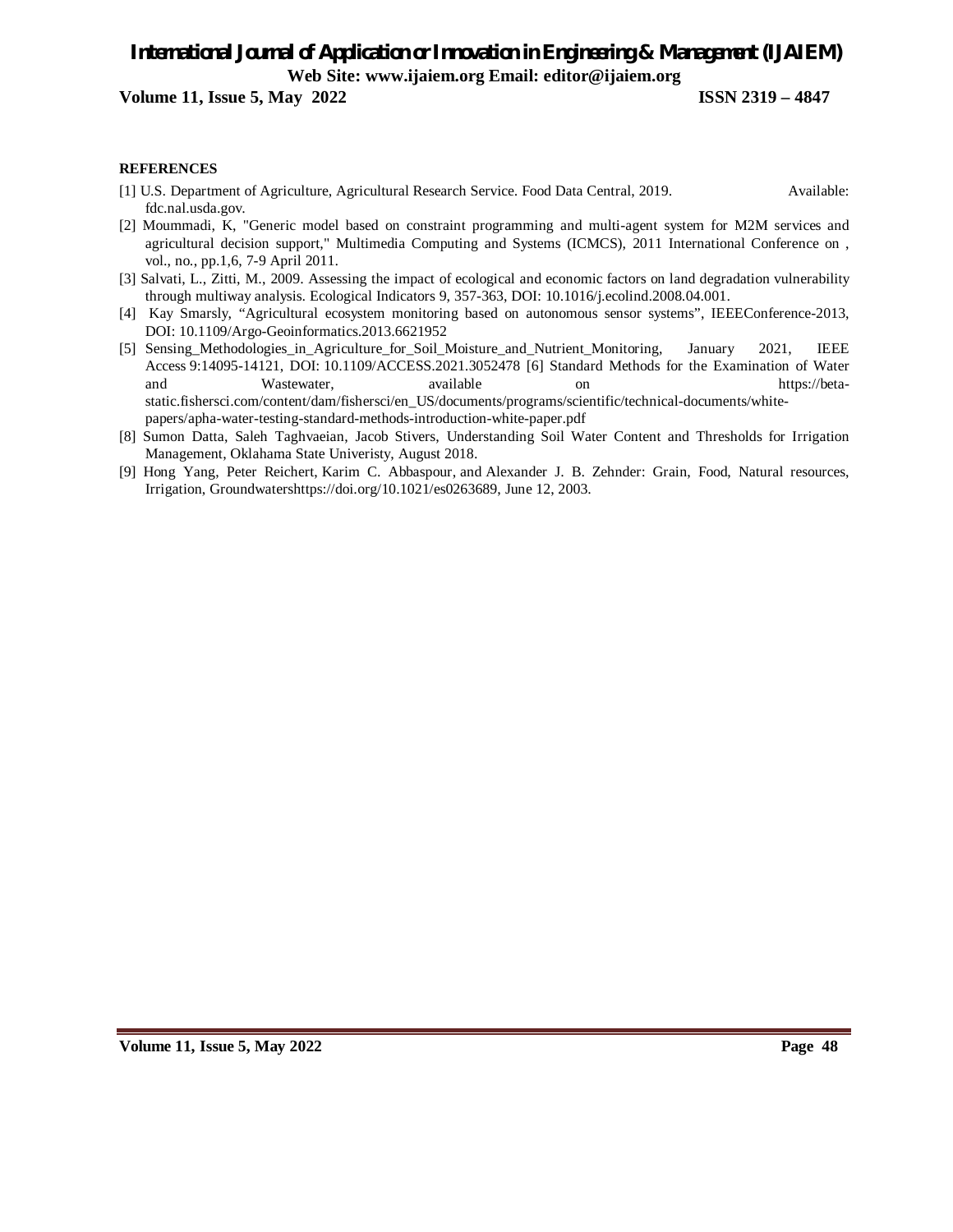**REFERENCES**

[1] U.S. Department of Agriculture, Agricultural Research Service. Food Data Central, 2019. Available: fdc.nal.usda.gov.

[2] Moummadi, K, "Generic model based on constraint programming and multi-agent system for M2M services and agricultural decision support," Multimedia Computing and Systems (ICMCS), 2011 International Conference on , vol., no., pp.1,6, 7-9 April 2011.

[3] Salvati, L., Zitti, M., 2009. Assessing the impact of ecological and economic factors on land degradation vulnerability through multiway analysis. Ecological Indicators 9, 357-363, DOI: 10.1016/j.ecolind.2008.04.001.

[4] Kay Smarsly, "Agricultural ecosystem monitoring based on autonomous sensor systems", IEEEConference-2013, DOI: 10.1109/Argo-Geoinformatics.2013.6621952

[5] Sensing_Methodologies_in_Agriculture_for_Soil_Moisture_and_Nutrient_Monitoring, January 2021, IEEE Access 9:14095-14121, DOI: 10.1109/ACCESS.2021.3052478 [6] Standard Methods for the Examination of Water and Wastewater, available on https://beta-static.fishersci.com/content/dam/fishersci/en_US/documents/programs/scientific/technical-documents/white-papers/apha-water-testing-standard-methods-introduction-white-paper.pdf

[8] Sumon Datta, Saleh Taghvaeian, Jacob Stivers, Understanding Soil Water Content and Thresholds for Irrigation Management, Oklahama State Univeristy, August 2018.

[9] Hong Yang, Peter Reichert, Karim C. Abbaspour, and Alexander J. B. Zehnder: Grain, Food, Natural resources, Irrigation, Groundwatershttps://doi.org/10.1021/es0263689, June 12, 2003.